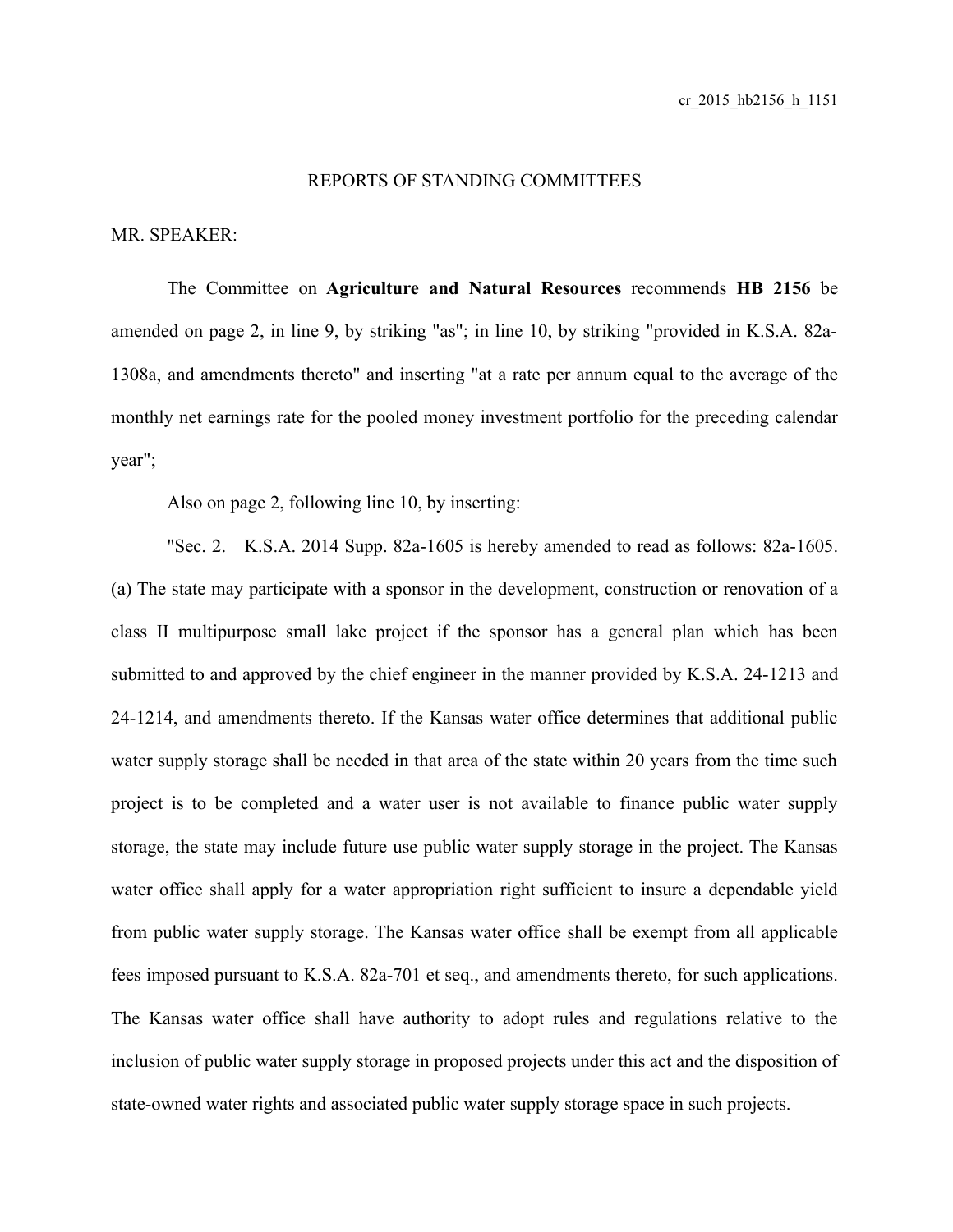cr_2015_hb2156_h_1151

## REPORTS OF STANDING COMMITTEES

MR. SPEAKER:

The Committee on **Agriculture and Natural Resources** recommends **HB 2156** be amended on page 2, in line 9, by striking "as"; in line 10, by striking "provided in K.S.A. 82a-1308a, and amendments thereto" and inserting "at a rate per annum equal to the average of the monthly net earnings rate for the pooled money investment portfolio for the preceding calendar year";

Also on page 2, following line 10, by inserting:

"Sec. 2. K.S.A. 2014 Supp. 82a-1605 is hereby amended to read as follows: 82a-1605. (a) The state may participate with a sponsor in the development, construction or renovation of a class II multipurpose small lake project if the sponsor has a general plan which has been submitted to and approved by the chief engineer in the manner provided by K.S.A. 24-1213 and 24-1214, and amendments thereto. If the Kansas water office determines that additional public water supply storage shall be needed in that area of the state within 20 years from the time such project is to be completed and a water user is not available to finance public water supply storage, the state may include future use public water supply storage in the project. The Kansas water office shall apply for a water appropriation right sufficient to insure a dependable yield from public water supply storage. The Kansas water office shall be exempt from all applicable fees imposed pursuant to K.S.A. 82a-701 et seq., and amendments thereto, for such applications. The Kansas water office shall have authority to adopt rules and regulations relative to the inclusion of public water supply storage in proposed projects under this act and the disposition of state-owned water rights and associated public water supply storage space in such projects.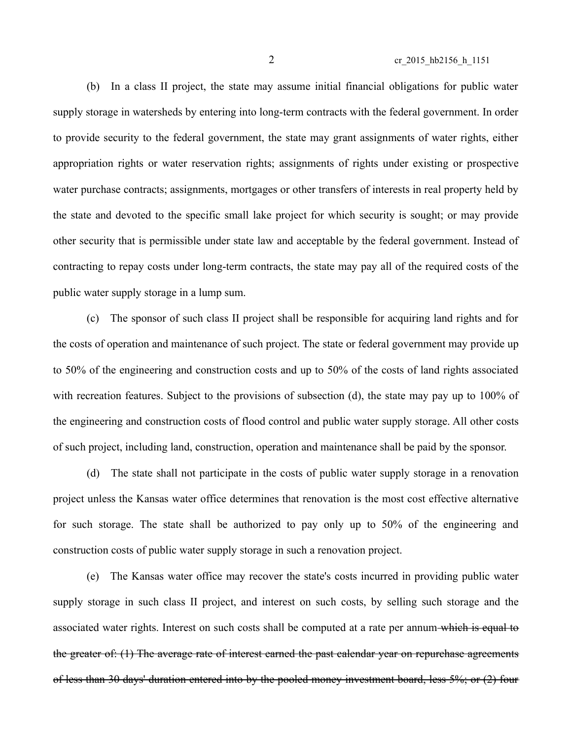(b) In a class II project, the state may assume initial financial obligations for public water supply storage in watersheds by entering into long-term contracts with the federal government. In order to provide security to the federal government, the state may grant assignments of water rights, either appropriation rights or water reservation rights; assignments of rights under existing or prospective water purchase contracts; assignments, mortgages or other transfers of interests in real property held by the state and devoted to the specific small lake project for which security is sought; or may provide other security that is permissible under state law and acceptable by the federal government. Instead of contracting to repay costs under long-term contracts, the state may pay all of the required costs of the public water supply storage in a lump sum.

(c) The sponsor of such class II project shall be responsible for acquiring land rights and for the costs of operation and maintenance of such project. The state or federal government may provide up to 50% of the engineering and construction costs and up to 50% of the costs of land rights associated with recreation features. Subject to the provisions of subsection (d), the state may pay up to 100% of the engineering and construction costs of flood control and public water supply storage. All other costs of such project, including land, construction, operation and maintenance shall be paid by the sponsor.

(d) The state shall not participate in the costs of public water supply storage in a renovation project unless the Kansas water office determines that renovation is the most cost effective alternative for such storage. The state shall be authorized to pay only up to 50% of the engineering and construction costs of public water supply storage in such a renovation project.

(e) The Kansas water office may recover the state's costs incurred in providing public water supply storage in such class II project, and interest on such costs, by selling such storage and the associated water rights. Interest on such costs shall be computed at a rate per annum ~~which is equal to the greater of: (1) The average rate of interest earned the past calendar year on repurchase agreements of less than 30 days' duration entered into by the pooled money investment board, less 5%; or (2) four~~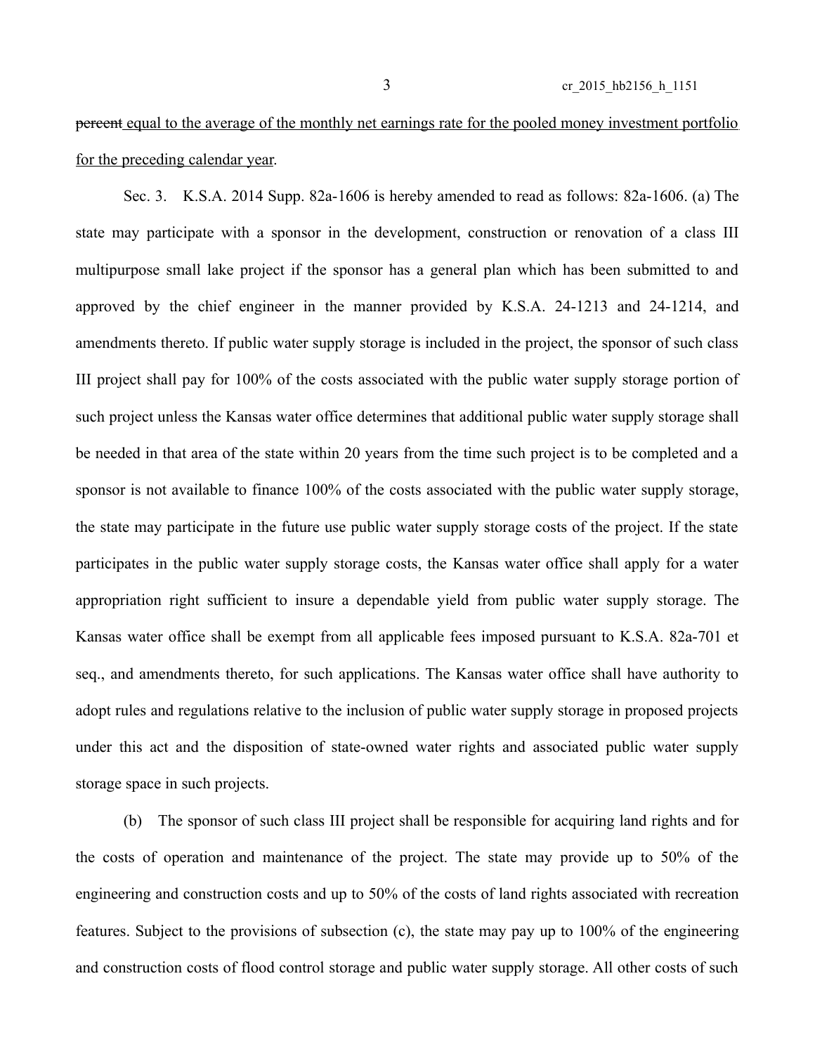~~percent~~ <u>equal to the average of the monthly net earnings rate for the pooled money investment portfolio for the preceding calendar year</u>.

Sec. 3. K.S.A. 2014 Supp. 82a-1606 is hereby amended to read as follows: 82a-1606. (a) The state may participate with a sponsor in the development, construction or renovation of a class III multipurpose small lake project if the sponsor has a general plan which has been submitted to and approved by the chief engineer in the manner provided by K.S.A. 24-1213 and 24-1214, and amendments thereto. If public water supply storage is included in the project, the sponsor of such class III project shall pay for 100% of the costs associated with the public water supply storage portion of such project unless the Kansas water office determines that additional public water supply storage shall be needed in that area of the state within 20 years from the time such project is to be completed and a sponsor is not available to finance 100% of the costs associated with the public water supply storage, the state may participate in the future use public water supply storage costs of the project. If the state participates in the public water supply storage costs, the Kansas water office shall apply for a water appropriation right sufficient to insure a dependable yield from public water supply storage. The Kansas water office shall be exempt from all applicable fees imposed pursuant to K.S.A. 82a-701 et seq., and amendments thereto, for such applications. The Kansas water office shall have authority to adopt rules and regulations relative to the inclusion of public water supply storage in proposed projects under this act and the disposition of state-owned water rights and associated public water supply storage space in such projects.

(b) The sponsor of such class III project shall be responsible for acquiring land rights and for the costs of operation and maintenance of the project. The state may provide up to 50% of the engineering and construction costs and up to 50% of the costs of land rights associated with recreation features. Subject to the provisions of subsection (c), the state may pay up to 100% of the engineering and construction costs of flood control storage and public water supply storage. All other costs of such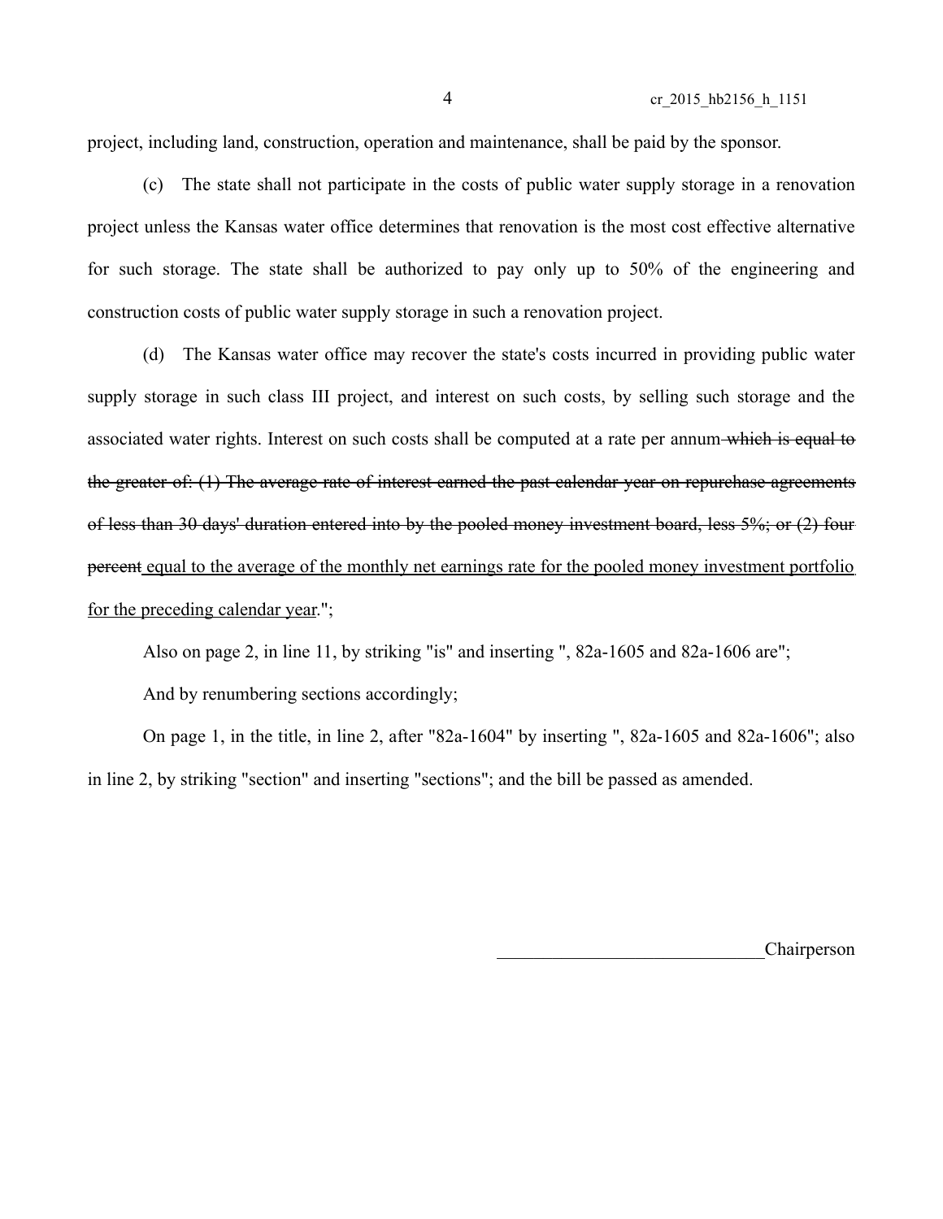project, including land, construction, operation and maintenance, shall be paid by the sponsor.

(c) The state shall not participate in the costs of public water supply storage in a renovation project unless the Kansas water office determines that renovation is the most cost effective alternative for such storage. The state shall be authorized to pay only up to 50% of the engineering and construction costs of public water supply storage in such a renovation project.

(d) The Kansas water office may recover the state's costs incurred in providing public water supply storage in such class III project, and interest on such costs, by selling such storage and the associated water rights. Interest on such costs shall be computed at a rate per annum ~~which is equal to the greater of: (1) The average rate of interest earned the past calendar year on repurchase agreements of less than 30 days' duration entered into by the pooled money investment board, less 5%; or (2) four percent~~ <u>equal to the average of the monthly net earnings rate for the pooled money investment portfolio for the preceding calendar year</u>.";

Also on page 2, in line 11, by striking "is" and inserting ", 82a-1605 and 82a-1606 are";

And by renumbering sections accordingly;

On page 1, in the title, in line 2, after "82a-1604" by inserting ", 82a-1605 and 82a-1606"; also in line 2, by striking "section" and inserting "sections"; and the bill be passed as amended.

\_\_\_\_\_\_\_\_\_\_\_\_\_\_\_\_\_\_\_\_\_\_\_\_\_\_\_\_\_\_Chairperson